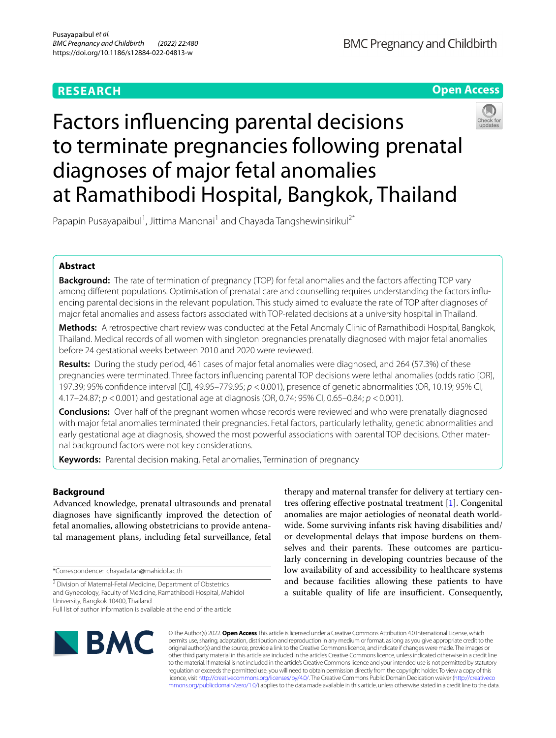RESEARCH

Open Access

# Factors influencing parental decisions to terminate pregnancies following prenatal diagnoses of major fetal anomalies at Ramathibodi Hospital, Bangkok, Thailand

Papapin Pusayapaibul[1], Jittima Manonai[1] and Chayada Tangshewinsirikul[2*]

## Abstract

**Background:** The rate of termination of pregnancy (TOP) for fetal anomalies and the factors affecting TOP vary among different populations. Optimisation of prenatal care and counselling requires understanding the factors influencing parental decisions in the relevant population. This study aimed to evaluate the rate of TOP after diagnoses of major fetal anomalies and assess factors associated with TOP-related decisions at a university hospital in Thailand.

**Methods:** A retrospective chart review was conducted at the Fetal Anomaly Clinic of Ramathibodi Hospital, Bangkok, Thailand. Medical records of all women with singleton pregnancies prenatally diagnosed with major fetal anomalies before 24 gestational weeks between 2010 and 2020 were reviewed.

**Results:** During the study period, 461 cases of major fetal anomalies were diagnosed, and 264 (57.3%) of these pregnancies were terminated. Three factors influencing parental TOP decisions were lethal anomalies (odds ratio [OR], 197.39; 95% confidence interval [CI], 49.95–779.95; $p < 0.001$), presence of genetic abnormalities (OR, 10.19; 95% CI, 4.17–24.87; $p < 0.001$) and gestational age at diagnosis (OR, 0.74; 95% CI, 0.65–0.84; $p < 0.001$).

**Conclusions:** Over half of the pregnant women whose records were reviewed and who were prenatally diagnosed with major fetal anomalies terminated their pregnancies. Fetal factors, particularly lethality, genetic abnormalities and early gestational age at diagnosis, showed the most powerful associations with parental TOP decisions. Other maternal background factors were not key considerations.

**Keywords:** Parental decision making, Fetal anomalies, Termination of pregnancy

## Background

Advanced knowledge, prenatal ultrasounds and prenatal diagnoses have significantly improved the detection of fetal anomalies, allowing obstetricians to provide antenatal management plans, including fetal surveillance, fetal therapy and maternal transfer for delivery at tertiary centres offering effective postnatal treatment [1]. Congenital anomalies are major aetiologies of neonatal death worldwide. Some surviving infants risk having disabilities and/or developmental delays that impose burdens on themselves and their parents. These outcomes are particularly concerning in developing countries because of the low availability of and accessibility to healthcare systems and because facilities allowing these patients to have a suitable quality of life are insufficient. Consequently,

*Correspondence: chayada.tan@mahidol.ac.th

[2] Division of Maternal-Fetal Medicine, Department of Obstetrics and Gynecology, Faculty of Medicine, Ramathibodi Hospital, Mahidol University, Bangkok 10400, Thailand

Full list of author information is available at the end of the article

© The Author(s) 2022. **Open Access** This article is licensed under a Creative Commons Attribution 4.0 International License, which permits use, sharing, adaptation, distribution and reproduction in any medium or format, as long as you give appropriate credit to the original author(s) and the source, provide a link to the Creative Commons licence, and indicate if changes were made. The images or other third party material in this article are included in the article's Creative Commons licence, unless indicated otherwise in a credit line to the material. If material is not included in the article's Creative Commons licence and your intended use is not permitted by statutory regulation or exceeds the permitted use, you will need to obtain permission directly from the copyright holder. To view a copy of this licence, visit http://creativecommons.org/licenses/by/4.0/. The Creative Commons Public Domain Dedication waiver (http://creativecommons.org/publicdomain/zero/1.0/) applies to the data made available in this article, unless otherwise stated in a credit line to the data.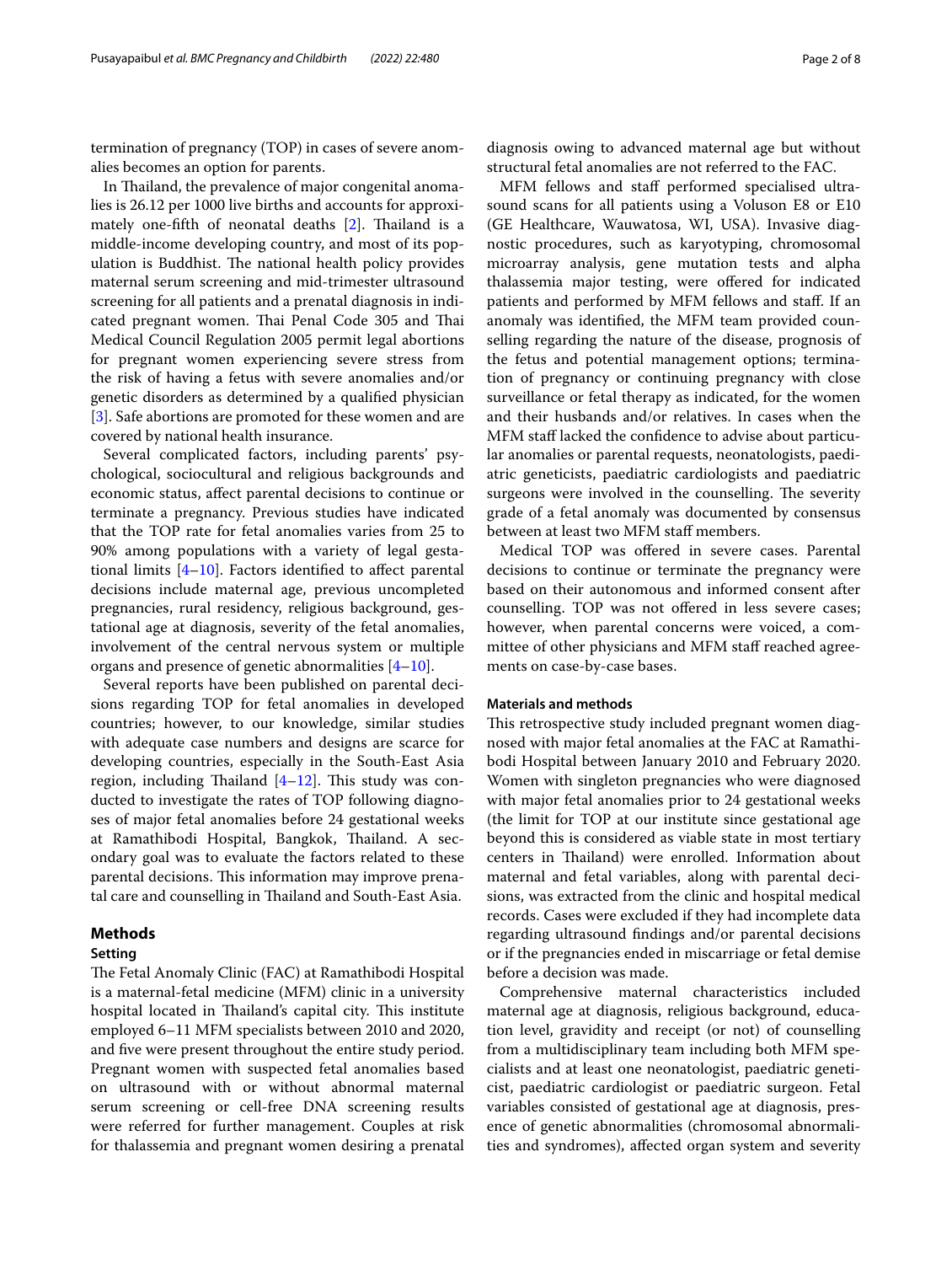termination of pregnancy (TOP) in cases of severe anomalies becomes an option for parents.

In Thailand, the prevalence of major congenital anomalies is 26.12 per 1000 live births and accounts for approximately one-fifth of neonatal deaths [2]. Thailand is a middle-income developing country, and most of its population is Buddhist. The national health policy provides maternal serum screening and mid-trimester ultrasound screening for all patients and a prenatal diagnosis in indicated pregnant women. Thai Penal Code 305 and Thai Medical Council Regulation 2005 permit legal abortions for pregnant women experiencing severe stress from the risk of having a fetus with severe anomalies and/or genetic disorders as determined by a qualified physician [3]. Safe abortions are promoted for these women and are covered by national health insurance.

Several complicated factors, including parents' psychological, sociocultural and religious backgrounds and economic status, affect parental decisions to continue or terminate a pregnancy. Previous studies have indicated that the TOP rate for fetal anomalies varies from 25 to 90% among populations with a variety of legal gestational limits [4–10]. Factors identified to affect parental decisions include maternal age, previous uncompleted pregnancies, rural residency, religious background, gestational age at diagnosis, severity of the fetal anomalies, involvement of the central nervous system or multiple organs and presence of genetic abnormalities [4–10].

Several reports have been published on parental decisions regarding TOP for fetal anomalies in developed countries; however, to our knowledge, similar studies with adequate case numbers and designs are scarce for developing countries, especially in the South-East Asia region, including Thailand [4–12]. This study was conducted to investigate the rates of TOP following diagnoses of major fetal anomalies before 24 gestational weeks at Ramathibodi Hospital, Bangkok, Thailand. A secondary goal was to evaluate the factors related to these parental decisions. This information may improve prenatal care and counselling in Thailand and South-East Asia.

## Methods

### Setting

The Fetal Anomaly Clinic (FAC) at Ramathibodi Hospital is a maternal-fetal medicine (MFM) clinic in a university hospital located in Thailand's capital city. This institute employed 6–11 MFM specialists between 2010 and 2020, and five were present throughout the entire study period. Pregnant women with suspected fetal anomalies based on ultrasound with or without abnormal maternal serum screening or cell-free DNA screening results were referred for further management. Couples at risk for thalassemia and pregnant women desiring a prenatal diagnosis owing to advanced maternal age but without structural fetal anomalies are not referred to the FAC.

MFM fellows and staff performed specialised ultrasound scans for all patients using a Voluson E8 or E10 (GE Healthcare, Wauwatosa, WI, USA). Invasive diagnostic procedures, such as karyotyping, chromosomal microarray analysis, gene mutation tests and alpha thalassemia major testing, were offered for indicated patients and performed by MFM fellows and staff. If an anomaly was identified, the MFM team provided counselling regarding the nature of the disease, prognosis of the fetus and potential management options; termination of pregnancy or continuing pregnancy with close surveillance or fetal therapy as indicated, for the women and their husbands and/or relatives. In cases when the MFM staff lacked the confidence to advise about particular anomalies or parental requests, neonatologists, paediatric geneticists, paediatric cardiologists and paediatric surgeons were involved in the counselling. The severity grade of a fetal anomaly was documented by consensus between at least two MFM staff members.

Medical TOP was offered in severe cases. Parental decisions to continue or terminate the pregnancy were based on their autonomous and informed consent after counselling. TOP was not offered in less severe cases; however, when parental concerns were voiced, a committee of other physicians and MFM staff reached agreements on case-by-case bases.

### Materials and methods

This retrospective study included pregnant women diagnosed with major fetal anomalies at the FAC at Ramathibodi Hospital between January 2010 and February 2020. Women with singleton pregnancies who were diagnosed with major fetal anomalies prior to 24 gestational weeks (the limit for TOP at our institute since gestational age beyond this is considered as viable state in most tertiary centers in Thailand) were enrolled. Information about maternal and fetal variables, along with parental decisions, was extracted from the clinic and hospital medical records. Cases were excluded if they had incomplete data regarding ultrasound findings and/or parental decisions or if the pregnancies ended in miscarriage or fetal demise before a decision was made.

Comprehensive maternal characteristics included maternal age at diagnosis, religious background, education level, gravidity and receipt (or not) of counselling from a multidisciplinary team including both MFM specialists and at least one neonatologist, paediatric geneticist, paediatric cardiologist or paediatric surgeon. Fetal variables consisted of gestational age at diagnosis, presence of genetic abnormalities (chromosomal abnormalities and syndromes), affected organ system and severity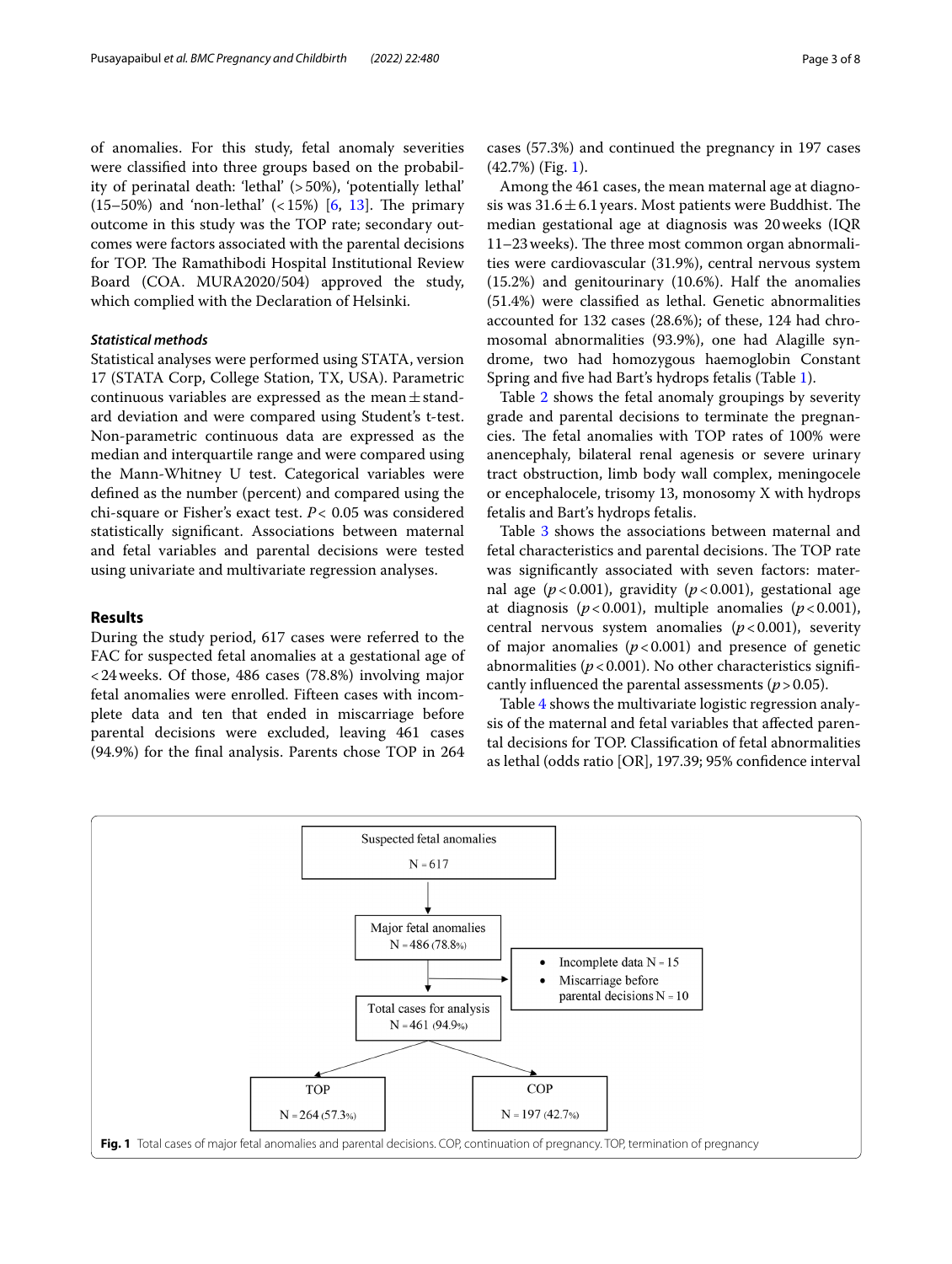of anomalies. For this study, fetal anomaly severities were classified into three groups based on the probability of perinatal death: 'lethal' (> 50%), 'potentially lethal' (15–50%) and 'non-lethal' (< 15%) [6, 13]. The primary outcome in this study was the TOP rate; secondary outcomes were factors associated with the parental decisions for TOP. The Ramathibodi Hospital Institutional Review Board (COA. MURA2020/504) approved the study, which complied with the Declaration of Helsinki.

### *Statistical methods*

Statistical analyses were performed using STATA, version 17 (STATA Corp, College Station, TX, USA). Parametric continuous variables are expressed as the mean ± standard deviation and were compared using Student's t-test. Non-parametric continuous data are expressed as the median and interquartile range and were compared using the Mann-Whitney U test. Categorical variables were defined as the number (percent) and compared using the chi-square or Fisher's exact test. $P < 0.05$ was considered statistically significant. Associations between maternal and fetal variables and parental decisions were tested using univariate and multivariate regression analyses.

## Results

During the study period, 617 cases were referred to the FAC for suspected fetal anomalies at a gestational age of < 24 weeks. Of those, 486 cases (78.8%) involving major fetal anomalies were enrolled. Fifteen cases with incomplete data and ten that ended in miscarriage before parental decisions were excluded, leaving 461 cases (94.9%) for the final analysis. Parents chose TOP in 264 cases (57.3%) and continued the pregnancy in 197 cases (42.7%) (Fig. 1).

Among the 461 cases, the mean maternal age at diagnosis was 31.6 ± 6.1 years. Most patients were Buddhist. The median gestational age at diagnosis was 20 weeks (IQR 11–23 weeks). The three most common organ abnormalities were cardiovascular (31.9%), central nervous system (15.2%) and genitourinary (10.6%). Half the anomalies (51.4%) were classified as lethal. Genetic abnormalities accounted for 132 cases (28.6%); of these, 124 had chromosomal abnormalities (93.9%), one had Alagille syndrome, two had homozygous haemoglobin Constant Spring and five had Bart's hydrops fetalis (Table 1).

Table 2 shows the fetal anomaly groupings by severity grade and parental decisions to terminate the pregnancies. The fetal anomalies with TOP rates of 100% were anencephaly, bilateral renal agenesis or severe urinary tract obstruction, limb body wall complex, meningocele or encephalocele, trisomy 13, monosomy X with hydrops fetalis and Bart's hydrops fetalis.

Table 3 shows the associations between maternal and fetal characteristics and parental decisions. The TOP rate was significantly associated with seven factors: maternal age ($p < 0.001$), gravidity ($p < 0.001$), gestational age at diagnosis ($p < 0.001$), multiple anomalies ($p < 0.001$), central nervous system anomalies ($p < 0.001$), severity of major anomalies ($p < 0.001$) and presence of genetic abnormalities ($p < 0.001$). No other characteristics significantly influenced the parental assessments ($p > 0.05$).

Table 4 shows the multivariate logistic regression analysis of the maternal and fetal variables that affected parental decisions for TOP. Classification of fetal abnormalities as lethal (odds ratio [OR], 197.39; 95% confidence interval

Suspected fetal anomalies N = 617 → Major fetal anomalies N = 486 (78.8%) → [Excluded: • Incomplete data N = 15 • Miscarriage before parental decisions N = 10] → Total cases for analysis N = 461 (94.9%) → TOP N = 264 (57.3%); COP N = 197 (42.7%)

**Fig. 1** Total cases of major fetal anomalies and parental decisions. COP, continuation of pregnancy. TOP, termination of pregnancy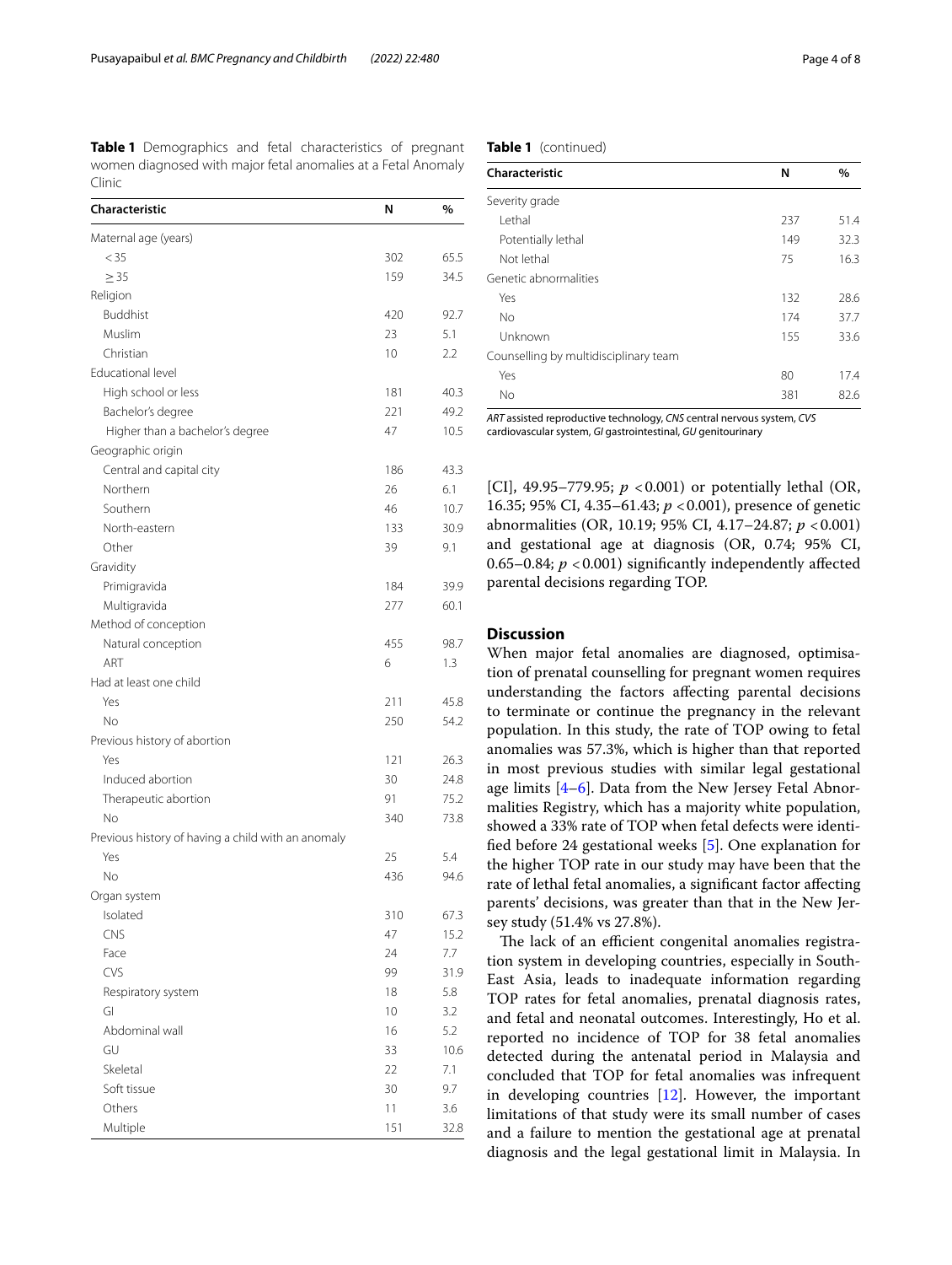**Table 1** Demographics and fetal characteristics of pregnant women diagnosed with major fetal anomalies at a Fetal Anomaly Clinic

| Characteristic | N | % |
|---|---|---|
| Maternal age (years) | | |
| < 35 | 302 | 65.5 |
| ≥ 35 | 159 | 34.5 |
| Religion | | |
| Buddhist | 420 | 92.7 |
| Muslim | 23 | 5.1 |
| Christian | 10 | 2.2 |
| Educational level | | |
| High school or less | 181 | 40.3 |
| Bachelor's degree | 221 | 49.2 |
| Higher than a bachelor's degree | 47 | 10.5 |
| Geographic origin | | |
| Central and capital city | 186 | 43.3 |
| Northern | 26 | 6.1 |
| Southern | 46 | 10.7 |
| North-eastern | 133 | 30.9 |
| Other | 39 | 9.1 |
| Gravidity | | |
| Primigravida | 184 | 39.9 |
| Multigravida | 277 | 60.1 |
| Method of conception | | |
| Natural conception | 455 | 98.7 |
| ART | 6 | 1.3 |
| Had at least one child | | |
| Yes | 211 | 45.8 |
| No | 250 | 54.2 |
| Previous history of abortion | | |
| Yes | 121 | 26.3 |
| Induced abortion | 30 | 24.8 |
| Therapeutic abortion | 91 | 75.2 |
| No | 340 | 73.8 |
| Previous history of having a child with an anomaly | | |
| Yes | 25 | 5.4 |
| No | 436 | 94.6 |
| Organ system | | |
| Isolated | 310 | 67.3 |
| CNS | 47 | 15.2 |
| Face | 24 | 7.7 |
| CVS | 99 | 31.9 |
| Respiratory system | 18 | 5.8 |
| GI | 10 | 3.2 |
| Abdominal wall | 16 | 5.2 |
| GU | 33 | 10.6 |
| Skeletal | 22 | 7.1 |
| Soft tissue | 30 | 9.7 |
| Others | 11 | 3.6 |
| Multiple | 151 | 32.8 |
| Severity grade | | |
| Lethal | 237 | 51.4 |
| Potentially lethal | 149 | 32.3 |
| Not lethal | 75 | 16.3 |
| Genetic abnormalities | | |
| Yes | 132 | 28.6 |
| No | 174 | 37.7 |
| Unknown | 155 | 33.6 |
| Counselling by multidisciplinary team | | |
| Yes | 80 | 17.4 |
| No | 381 | 82.6 |

*ART* assisted reproductive technology, *CNS* central nervous system, *CVS* cardiovascular system, *GI* gastrointestinal, *GU* genitourinary

[CI], 49.95–779.95; $p < 0.001$) or potentially lethal (OR, 16.35; 95% CI, 4.35–61.43; $p < 0.001$), presence of genetic abnormalities (OR, 10.19; 95% CI, 4.17–24.87; $p < 0.001$) and gestational age at diagnosis (OR, 0.74; 95% CI, 0.65–0.84; $p < 0.001$) significantly independently affected parental decisions regarding TOP.

## Discussion

When major fetal anomalies are diagnosed, optimisation of prenatal counselling for pregnant women requires understanding the factors affecting parental decisions to terminate or continue the pregnancy in the relevant population. In this study, the rate of TOP owing to fetal anomalies was 57.3%, which is higher than that reported in most previous studies with similar legal gestational age limits [4–6]. Data from the New Jersey Fetal Abnormalities Registry, which has a majority white population, showed a 33% rate of TOP when fetal defects were identified before 24 gestational weeks [5]. One explanation for the higher TOP rate in our study may have been that the rate of lethal fetal anomalies, a significant factor affecting parents' decisions, was greater than that in the New Jersey study (51.4% vs 27.8%).

The lack of an efficient congenital anomalies registration system in developing countries, especially in South-East Asia, leads to inadequate information regarding TOP rates for fetal anomalies, prenatal diagnosis rates, and fetal and neonatal outcomes. Interestingly, Ho et al. reported no incidence of TOP for 38 fetal anomalies detected during the antenatal period in Malaysia and concluded that TOP for fetal anomalies was infrequent in developing countries [12]. However, the important limitations of that study were its small number of cases and a failure to mention the gestational age at prenatal diagnosis and the legal gestational limit in Malaysia. In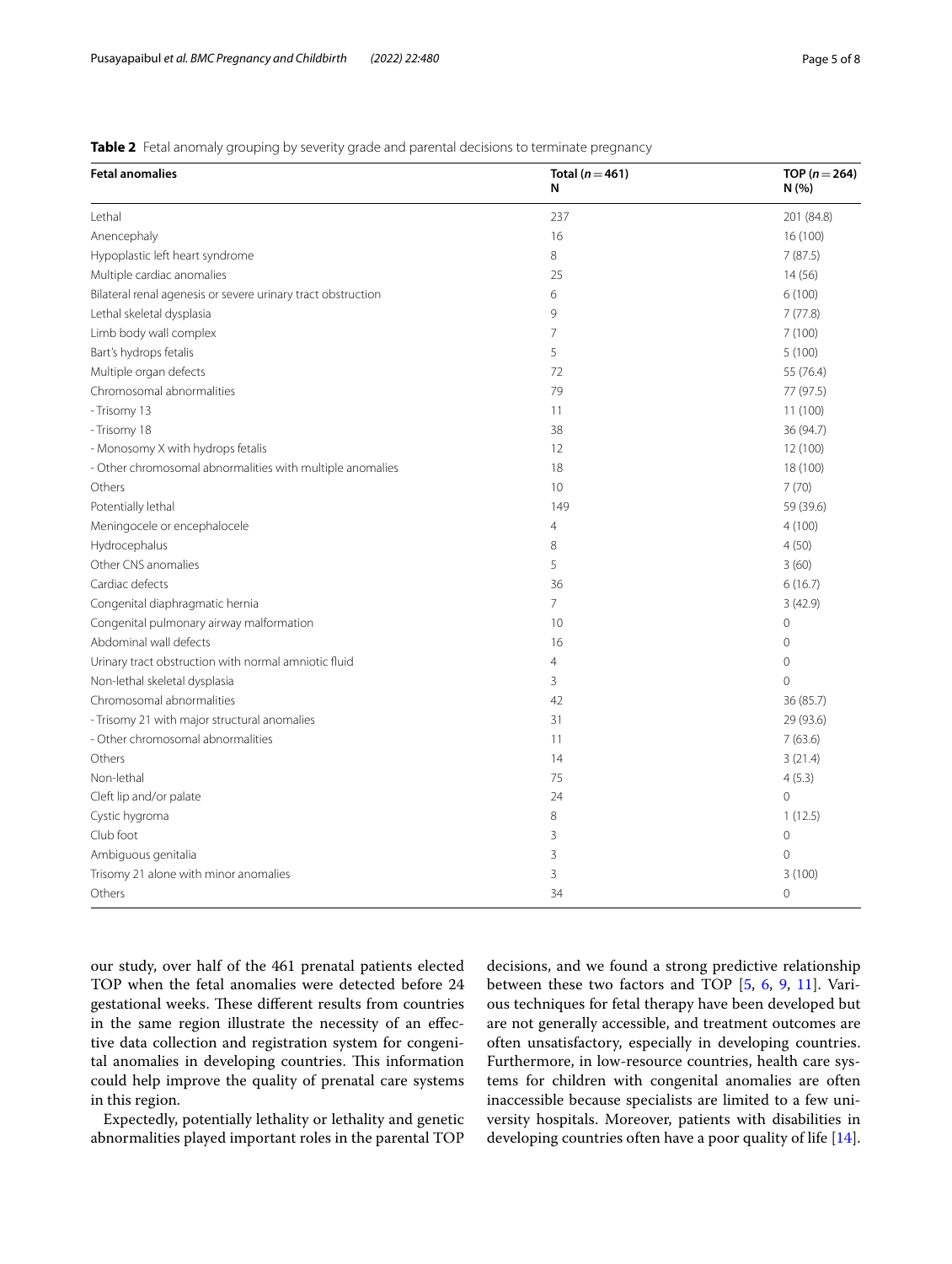**Table 2** Fetal anomaly grouping by severity grade and parental decisions to terminate pregnancy

| Fetal anomalies | Total ($n = 461$) N | TOP ($n = 264$) N (%) |
|---|---|---|
| Lethal | 237 | 201 (84.8) |
| Anencephaly | 16 | 16 (100) |
| Hypoplastic left heart syndrome | 8 | 7 (87.5) |
| Multiple cardiac anomalies | 25 | 14 (56) |
| Bilateral renal agenesis or severe urinary tract obstruction | 6 | 6 (100) |
| Lethal skeletal dysplasia | 9 | 7 (77.8) |
| Limb body wall complex | 7 | 7 (100) |
| Bart's hydrops fetalis | 5 | 5 (100) |
| Multiple organ defects | 72 | 55 (76.4) |
| Chromosomal abnormalities | 79 | 77 (97.5) |
| - Trisomy 13 | 11 | 11 (100) |
| - Trisomy 18 | 38 | 36 (94.7) |
| - Monosomy X with hydrops fetalis | 12 | 12 (100) |
| - Other chromosomal abnormalities with multiple anomalies | 18 | 18 (100) |
| Others | 10 | 7 (70) |
| Potentially lethal | 149 | 59 (39.6) |
| Meningocele or encephalocele | 4 | 4 (100) |
| Hydrocephalus | 8 | 4 (50) |
| Other CNS anomalies | 5 | 3 (60) |
| Cardiac defects | 36 | 6 (16.7) |
| Congenital diaphragmatic hernia | 7 | 3 (42.9) |
| Congenital pulmonary airway malformation | 10 | 0 |
| Abdominal wall defects | 16 | 0 |
| Urinary tract obstruction with normal amniotic fluid | 4 | 0 |
| Non-lethal skeletal dysplasia | 3 | 0 |
| Chromosomal abnormalities | 42 | 36 (85.7) |
| - Trisomy 21 with major structural anomalies | 31 | 29 (93.6) |
| - Other chromosomal abnormalities | 11 | 7 (63.6) |
| Others | 14 | 3 (21.4) |
| Non-lethal | 75 | 4 (5.3) |
| Cleft lip and/or palate | 24 | 0 |
| Cystic hygroma | 8 | 1 (12.5) |
| Club foot | 3 | 0 |
| Ambiguous genitalia | 3 | 0 |
| Trisomy 21 alone with minor anomalies | 3 | 3 (100) |
| Others | 34 | 0 |

our study, over half of the 461 prenatal patients elected TOP when the fetal anomalies were detected before 24 gestational weeks. These different results from countries in the same region illustrate the necessity of an effective data collection and registration system for congenital anomalies in developing countries. This information could help improve the quality of prenatal care systems in this region.

Expectedly, potentially lethality or lethality and genetic abnormalities played important roles in the parental TOP decisions, and we found a strong predictive relationship between these two factors and TOP [5, 6, 9, 11]. Various techniques for fetal therapy have been developed but are not generally accessible, and treatment outcomes are often unsatisfactory, especially in developing countries. Furthermore, in low-resource countries, health care systems for children with congenital anomalies are often inaccessible because specialists are limited to a few university hospitals. Moreover, patients with disabilities in developing countries often have a poor quality of life [14].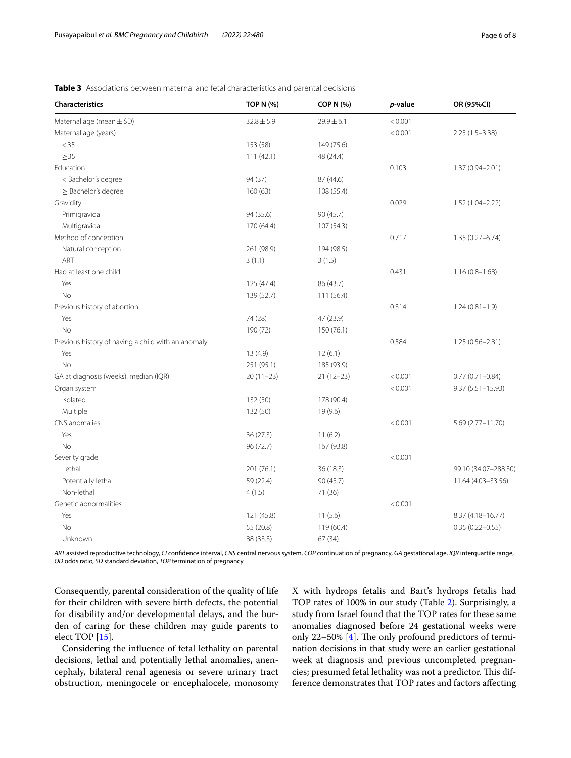**Table 3** Associations between maternal and fetal characteristics and parental decisions

| Characteristics | TOP N (%) | COP N (%) | *p*-value | OR (95%CI) |
|---|---|---|---|---|
| Maternal age (mean ± SD) | 32.8 ± 5.9 | 29.9 ± 6.1 | < 0.001 | |
| Maternal age (years) | | | < 0.001 | 2.25 (1.5–3.38) |
| < 35 | 153 (58) | 149 (75.6) | | |
| ≥35 | 111 (42.1) | 48 (24.4) | | |
| Education | | | 0.103 | 1.37 (0.94–2.01) |
| < Bachelor's degree | 94 (37) | 87 (44.6) | | |
| ≥ Bachelor's degree | 160 (63) | 108 (55.4) | | |
| Gravidity | | | 0.029 | 1.52 (1.04–2.22) |
| Primigravida | 94 (35.6) | 90 (45.7) | | |
| Multigravida | 170 (64.4) | 107 (54.3) | | |
| Method of conception | | | 0.717 | 1.35 (0.27–6.74) |
| Natural conception | 261 (98.9) | 194 (98.5) | | |
| ART | 3 (1.1) | 3 (1.5) | | |
| Had at least one child | | | 0.431 | 1.16 (0.8–1.68) |
| Yes | 125 (47.4) | 86 (43.7) | | |
| No | 139 (52.7) | 111 (56.4) | | |
| Previous history of abortion | | | 0.314 | 1.24 (0.81–1.9) |
| Yes | 74 (28) | 47 (23.9) | | |
| No | 190 (72) | 150 (76.1) | | |
| Previous history of having a child with an anomaly | | | 0.584 | 1.25 (0.56–2.81) |
| Yes | 13 (4.9) | 12 (6.1) | | |
| No | 251 (95.1) | 185 (93.9) | | |
| GA at diagnosis (weeks), median (IQR) | 20 (11–23) | 21 (12–23) | < 0.001 | 0.77 (0.71–0.84) |
| Organ system | | | < 0.001 | 9.37 (5.51–15.93) |
| Isolated | 132 (50) | 178 (90.4) | | |
| Multiple | 132 (50) | 19 (9.6) | | |
| CNS anomalies | | | < 0.001 | 5.69 (2.77–11.70) |
| Yes | 36 (27.3) | 11 (6.2) | | |
| No | 96 (72.7) | 167 (93.8) | | |
| Severity grade | | | < 0.001 | |
| Lethal | 201 (76.1) | 36 (18.3) | | 99.10 (34.07–288.30) |
| Potentially lethal | 59 (22.4) | 90 (45.7) | | 11.64 (4.03–33.56) |
| Non-lethal | 4 (1.5) | 71 (36) | | |
| Genetic abnormalities | | | < 0.001 | |
| Yes | 121 (45.8) | 11 (5.6) | | 8.37 (4.18–16.77) |
| No | 55 (20.8) | 119 (60.4) | | 0.35 (0.22–0.55) |
| Unknown | 88 (33.3) | 67 (34) | | |

*ART* assisted reproductive technology, *CI* confidence interval, *CNS* central nervous system, *COP* continuation of pregnancy, *GA* gestational age, *IQR* interquartile range, *OD* odds ratio, *SD* standard deviation, *TOP* termination of pregnancy

Consequently, parental consideration of the quality of life for their children with severe birth defects, the potential for disability and/or developmental delays, and the burden of caring for these children may guide parents to elect TOP [15].

Considering the influence of fetal lethality on parental decisions, lethal and potentially lethal anomalies, anencephaly, bilateral renal agenesis or severe urinary tract obstruction, meningocele or encephalocele, monosomy X with hydrops fetalis and Bart's hydrops fetalis had TOP rates of 100% in our study (Table 2). Surprisingly, a study from Israel found that the TOP rates for these same anomalies diagnosed before 24 gestational weeks were only 22–50% [4]. The only profound predictors of termination decisions in that study were an earlier gestational week at diagnosis and previous uncompleted pregnancies; presumed fetal lethality was not a predictor. This difference demonstrates that TOP rates and factors affecting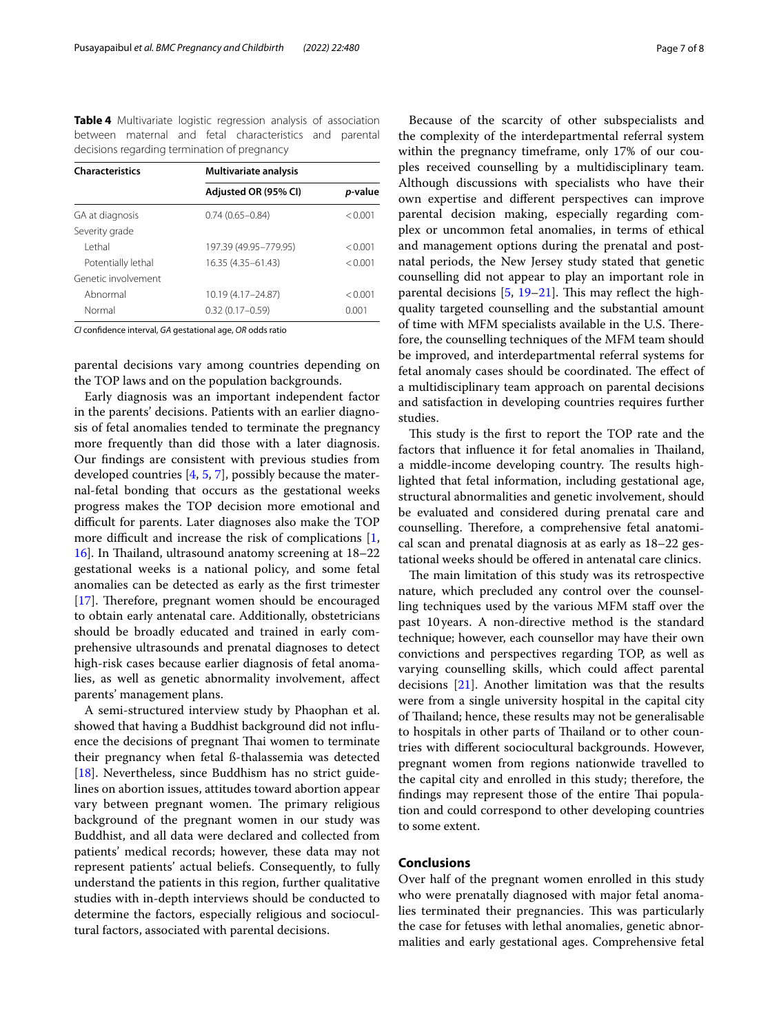**Table 4** Multivariate logistic regression analysis of association between maternal and fetal characteristics and parental decisions regarding termination of pregnancy

| Characteristics | Multivariate analysis | |
|---|---|---|
| | Adjusted OR (95% CI) | *p*-value |
| GA at diagnosis | 0.74 (0.65–0.84) | < 0.001 |
| Severity grade | | |
| Lethal | 197.39 (49.95–779.95) | < 0.001 |
| Potentially lethal | 16.35 (4.35–61.43) | < 0.001 |
| Genetic involvement | | |
| Abnormal | 10.19 (4.17–24.87) | < 0.001 |
| Normal | 0.32 (0.17–0.59) | 0.001 |

*CI* confidence interval, *GA* gestational age, *OR* odds ratio

parental decisions vary among countries depending on the TOP laws and on the population backgrounds.

Early diagnosis was an important independent factor in the parents' decisions. Patients with an earlier diagnosis of fetal anomalies tended to terminate the pregnancy more frequently than did those with a later diagnosis. Our findings are consistent with previous studies from developed countries [4, 5, 7], possibly because the maternal-fetal bonding that occurs as the gestational weeks progress makes the TOP decision more emotional and difficult for parents. Later diagnoses also make the TOP more difficult and increase the risk of complications [1, 16]. In Thailand, ultrasound anatomy screening at 18–22 gestational weeks is a national policy, and some fetal anomalies can be detected as early as the first trimester [17]. Therefore, pregnant women should be encouraged to obtain early antenatal care. Additionally, obstetricians should be broadly educated and trained in early comprehensive ultrasounds and prenatal diagnoses to detect high-risk cases because earlier diagnosis of fetal anomalies, as well as genetic abnormality involvement, affect parents' management plans.

A semi-structured interview study by Phaophan et al. showed that having a Buddhist background did not influence the decisions of pregnant Thai women to terminate their pregnancy when fetal ß-thalassemia was detected [18]. Nevertheless, since Buddhism has no strict guidelines on abortion issues, attitudes toward abortion appear vary between pregnant women. The primary religious background of the pregnant women in our study was Buddhist, and all data were declared and collected from patients' medical records; however, these data may not represent patients' actual beliefs. Consequently, to fully understand the patients in this region, further qualitative studies with in-depth interviews should be conducted to determine the factors, especially religious and sociocultural factors, associated with parental decisions.

Because of the scarcity of other subspecialists and the complexity of the interdepartmental referral system within the pregnancy timeframe, only 17% of our couples received counselling by a multidisciplinary team. Although discussions with specialists who have their own expertise and different perspectives can improve parental decision making, especially regarding complex or uncommon fetal anomalies, in terms of ethical and management options during the prenatal and postnatal periods, the New Jersey study stated that genetic counselling did not appear to play an important role in parental decisions [5, 19–21]. This may reflect the high-quality targeted counselling and the substantial amount of time with MFM specialists available in the U.S. Therefore, the counselling techniques of the MFM team should be improved, and interdepartmental referral systems for fetal anomaly cases should be coordinated. The effect of a multidisciplinary team approach on parental decisions and satisfaction in developing countries requires further studies.

This study is the first to report the TOP rate and the factors that influence it for fetal anomalies in Thailand, a middle-income developing country. The results highlighted that fetal information, including gestational age, structural abnormalities and genetic involvement, should be evaluated and considered during prenatal care and counselling. Therefore, a comprehensive fetal anatomical scan and prenatal diagnosis at as early as 18–22 gestational weeks should be offered in antenatal care clinics.

The main limitation of this study was its retrospective nature, which precluded any control over the counselling techniques used by the various MFM staff over the past 10 years. A non-directive method is the standard technique; however, each counsellor may have their own convictions and perspectives regarding TOP, as well as varying counselling skills, which could affect parental decisions [21]. Another limitation was that the results were from a single university hospital in the capital city of Thailand; hence, these results may not be generalisable to hospitals in other parts of Thailand or to other countries with different sociocultural backgrounds. However, pregnant women from regions nationwide travelled to the capital city and enrolled in this study; therefore, the findings may represent those of the entire Thai population and could correspond to other developing countries to some extent.

## Conclusions

Over half of the pregnant women enrolled in this study who were prenatally diagnosed with major fetal anomalies terminated their pregnancies. This was particularly the case for fetuses with lethal anomalies, genetic abnormalities and early gestational ages. Comprehensive fetal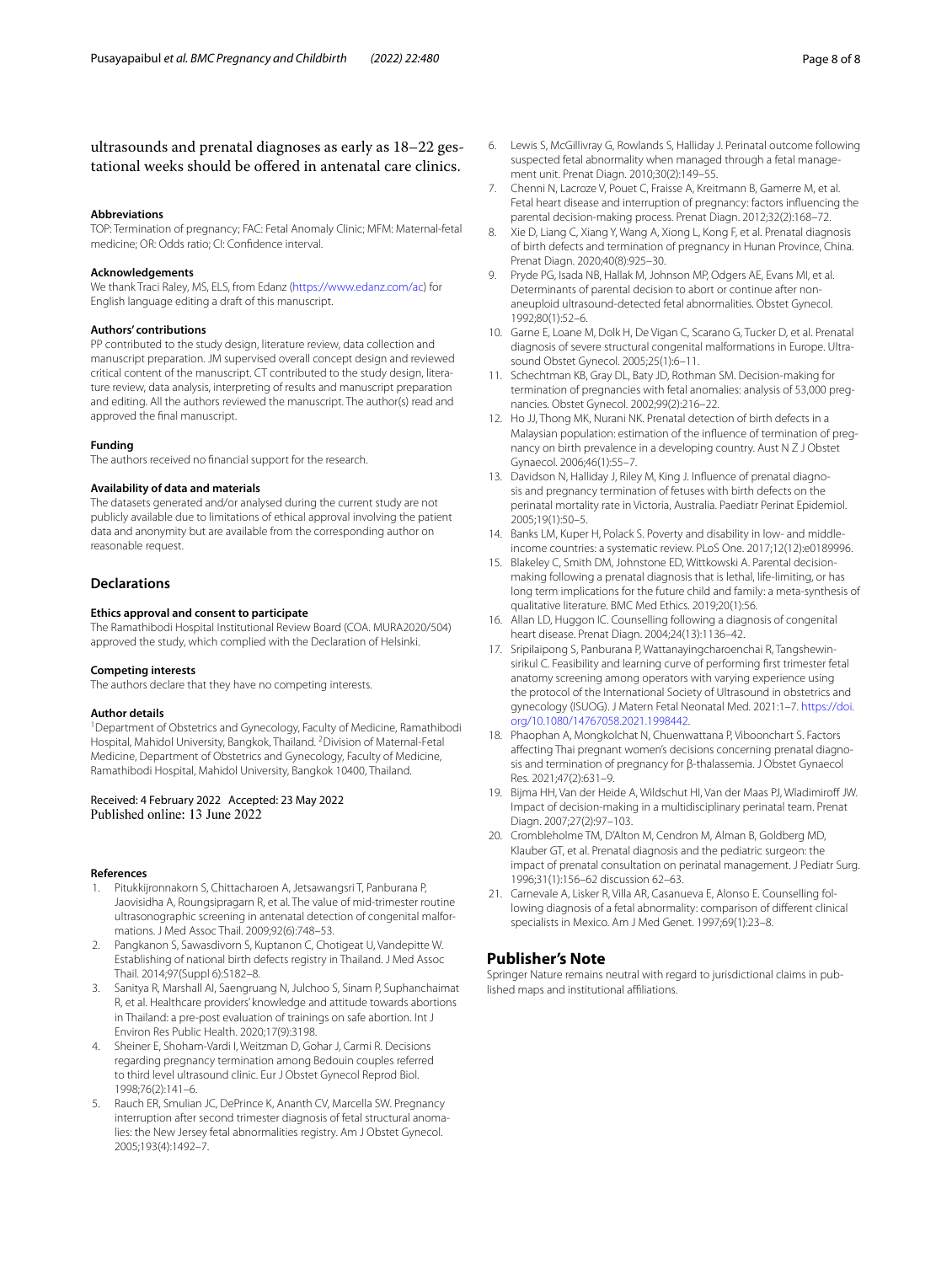ultrasounds and prenatal diagnoses as early as 18–22 gestational weeks should be offered in antenatal care clinics.

#### Abbreviations
TOP: Termination of pregnancy; FAC: Fetal Anomaly Clinic; MFM: Maternal-fetal medicine; OR: Odds ratio; CI: Confidence interval.

#### Acknowledgements
We thank Traci Raley, MS, ELS, from Edanz (https://www.edanz.com/ac) for English language editing a draft of this manuscript.

#### Authors' contributions
PP contributed to the study design, literature review, data collection and manuscript preparation. JM supervised overall concept design and reviewed critical content of the manuscript. CT contributed to the study design, literature review, data analysis, interpreting of results and manuscript preparation and editing. All the authors reviewed the manuscript. The author(s) read and approved the final manuscript.

#### Funding
The authors received no financial support for the research.

#### Availability of data and materials
The datasets generated and/or analysed during the current study are not publicly available due to limitations of ethical approval involving the patient data and anonymity but are available from the corresponding author on reasonable request.

## Declarations

#### Ethics approval and consent to participate
The Ramathibodi Hospital Institutional Review Board (COA. MURA2020/504) approved the study, which complied with the Declaration of Helsinki.

#### Competing interests
The authors declare that they have no competing interests.

#### Author details
[1]Department of Obstetrics and Gynecology, Faculty of Medicine, Ramathibodi Hospital, Mahidol University, Bangkok, Thailand. [2]Division of Maternal-Fetal Medicine, Department of Obstetrics and Gynecology, Faculty of Medicine, Ramathibodi Hospital, Mahidol University, Bangkok 10400, Thailand.

Received: 4 February 2022 Accepted: 23 May 2022
Published online: 13 June 2022

#### References
1. Pitukkijronnakorn S, Chittacharoen A, Jetsawangsri T, Panburana P, Jaovisidha A, Roungsipragarn R, et al. The value of mid-trimester routine ultrasonographic screening in antenatal detection of congenital malformations. J Med Assoc Thail. 2009;92(6):748–53.
2. Pangkanon S, Sawasdivorn S, Kuptanon C, Chotigeat U, Vandepitte W. Establishing of national birth defects registry in Thailand. J Med Assoc Thail. 2014;97(Suppl 6):S182–8.
3. Sanitya R, Marshall AI, Saengruang N, Julchoo S, Sinam P, Suphanchaimat R, et al. Healthcare providers' knowledge and attitude towards abortions in Thailand: a pre-post evaluation of trainings on safe abortion. Int J Environ Res Public Health. 2020;17(9):3198.
4. Sheiner E, Shoham-Vardi I, Weitzman D, Gohar J, Carmi R. Decisions regarding pregnancy termination among Bedouin couples referred to third level ultrasound clinic. Eur J Obstet Gynecol Reprod Biol. 1998;76(2):141–6.
5. Rauch ER, Smulian JC, DePrince K, Ananth CV, Marcella SW. Pregnancy interruption after second trimester diagnosis of fetal structural anomalies: the New Jersey fetal abnormalities registry. Am J Obstet Gynecol. 2005;193(4):1492–7.
6. Lewis S, McGillivray G, Rowlands S, Halliday J. Perinatal outcome following suspected fetal abnormality when managed through a fetal management unit. Prenat Diagn. 2010;30(2):149–55.
7. Chenni N, Lacroze V, Pouet C, Fraisse A, Kreitmann B, Gamerre M, et al. Fetal heart disease and interruption of pregnancy: factors influencing the parental decision-making process. Prenat Diagn. 2012;32(2):168–72.
8. Xie D, Liang C, Xiang Y, Wang A, Xiong L, Kong F, et al. Prenatal diagnosis of birth defects and termination of pregnancy in Hunan Province, China. Prenat Diagn. 2020;40(8):925–30.
9. Pryde PG, Isada NB, Hallak M, Johnson MP, Odgers AE, Evans MI, et al. Determinants of parental decision to abort or continue after non-aneuploid ultrasound-detected fetal abnormalities. Obstet Gynecol. 1992;80(1):52–6.
10. Garne E, Loane M, Dolk H, De Vigan C, Scarano G, Tucker D, et al. Prenatal diagnosis of severe structural congenital malformations in Europe. Ultrasound Obstet Gynecol. 2005;25(1):6–11.
11. Schechtman KB, Gray DL, Baty JD, Rothman SM. Decision-making for termination of pregnancies with fetal anomalies: analysis of 53,000 pregnancies. Obstet Gynecol. 2002;99(2):216–22.
12. Ho JJ, Thong MK, Nurani NK. Prenatal detection of birth defects in a Malaysian population: estimation of the influence of termination of pregnancy on birth prevalence in a developing country. Aust N Z J Obstet Gynaecol. 2006;46(1):55–7.
13. Davidson N, Halliday J, Riley M, King J. Influence of prenatal diagnosis and pregnancy termination of fetuses with birth defects on the perinatal mortality rate in Victoria, Australia. Paediatr Perinat Epidemiol. 2005;19(1):50–5.
14. Banks LM, Kuper H, Polack S. Poverty and disability in low- and middle-income countries: a systematic review. PLoS One. 2017;12(12):e0189996.
15. Blakeley C, Smith DM, Johnstone ED, Wittkowski A. Parental decision-making following a prenatal diagnosis that is lethal, life-limiting, or has long term implications for the future child and family: a meta-synthesis of qualitative literature. BMC Med Ethics. 2019;20(1):56.
16. Allan LD, Huggon IC. Counselling following a diagnosis of congenital heart disease. Prenat Diagn. 2004;24(13):1136–42.
17. Sripilaipong S, Panburana P, Wattanayingcharoenchai R, Tangshewinsirikul C. Feasibility and learning curve of performing first trimester fetal anatomy screening among operators with varying experience using the protocol of the International Society of Ultrasound in obstetrics and gynecology (ISUOG). J Matern Fetal Neonatal Med. 2021:1–7. https://doi.org/10.1080/14767058.2021.1998442.
18. Phaophan A, Mongkolchat N, Chuenwattana P, Viboonchart S. Factors affecting Thai pregnant women's decisions concerning prenatal diagnosis and termination of pregnancy for β-thalassemia. J Obstet Gynaecol Res. 2021;47(2):631–9.
19. Bijma HH, Van der Heide A, Wildschut HI, Van der Maas PJ, Wladimiroff JW. Impact of decision-making in a multidisciplinary perinatal team. Prenat Diagn. 2007;27(2):97–103.
20. Crombleholme TM, D'Alton M, Cendron M, Alman B, Goldberg MD, Klauber GT, et al. Prenatal diagnosis and the pediatric surgeon: the impact of prenatal consultation on perinatal management. J Pediatr Surg. 1996;31(1):156–62 discussion 62–63.
21. Carnevale A, Lisker R, Villa AR, Casanueva E, Alonso E. Counselling following diagnosis of a fetal abnormality: comparison of different clinical specialists in Mexico. Am J Med Genet. 1997;69(1):23–8.

## Publisher's Note
Springer Nature remains neutral with regard to jurisdictional claims in published maps and institutional affiliations.